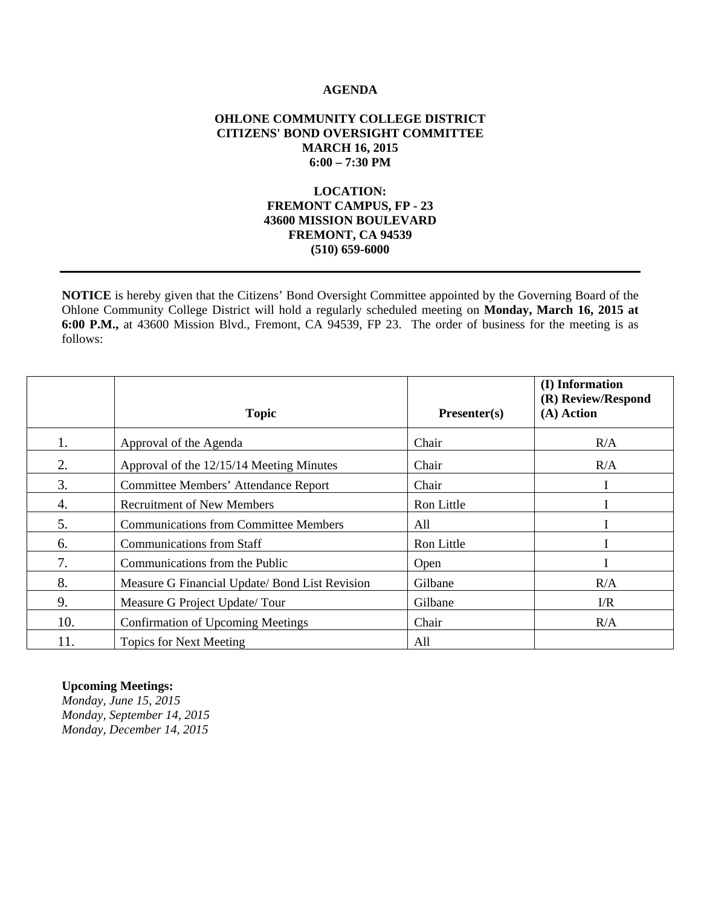# AGENDA

## OHLONE COMMUNITY COLLEGE DISTRICT
## CITIZENS' BOND OVERSIGHT COMMITTEE
## MARCH 16, 2015
## 6:00 – 7:30 PM

**LOCATION:**
**FREMONT CAMPUS, FP - 23**
**43600 MISSION BOULEVARD**
**FREMONT, CA 94539**
**(510) 659-6000**

---

**NOTICE** is hereby given that the Citizens' Bond Oversight Committee appointed by the Governing Board of the Ohlone Community College District will hold a regularly scheduled meeting on **Monday, March 16, 2015 at 6:00 P.M.,** at 43600 Mission Blvd., Fremont, CA 94539, FP 23. The order of business for the meeting is as follows:

| | Topic | Presenter(s) | (I) Information (R) Review/Respond (A) Action |
|---|---|---|---|
| 1. | Approval of the Agenda | Chair | R/A |
| 2. | Approval of the 12/15/14 Meeting Minutes | Chair | R/A |
| 3. | Committee Members' Attendance Report | Chair | I |
| 4. | Recruitment of New Members | Ron Little | I |
| 5. | Communications from Committee Members | All | I |
| 6. | Communications from Staff | Ron Little | I |
| 7. | Communications from the Public | Open | I |
| 8. | Measure G Financial Update/ Bond List Revision | Gilbane | R/A |
| 9. | Measure G Project Update/ Tour | Gilbane | I/R |
| 10. | Confirmation of Upcoming Meetings | Chair | R/A |
| 11. | Topics for Next Meeting | All | |

**Upcoming Meetings:**
*Monday, June 15, 2015*
*Monday, September 14, 2015*
*Monday, December 14, 2015*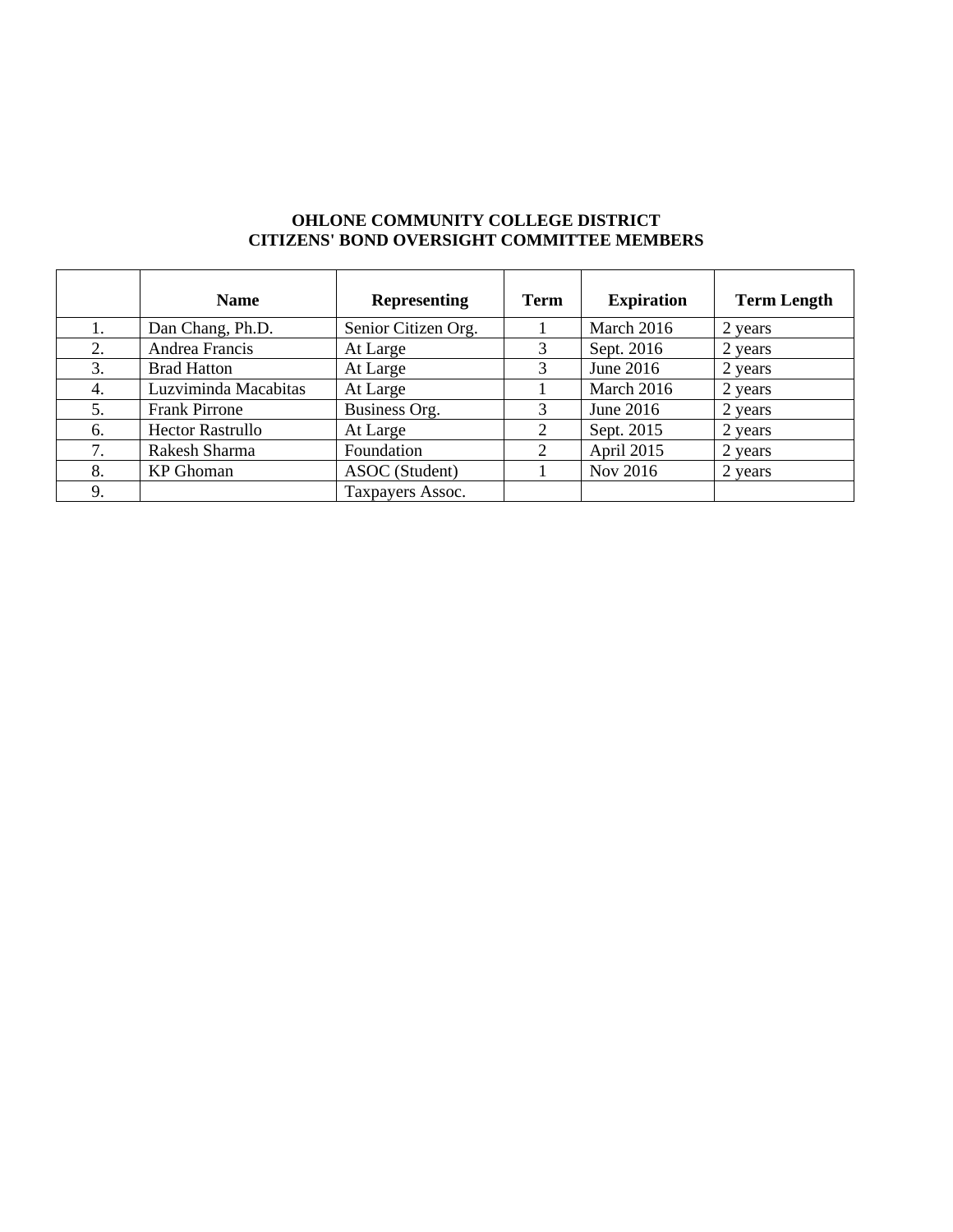**OHLONE COMMUNITY COLLEGE DISTRICT**
**CITIZENS' BOND OVERSIGHT COMMITTEE MEMBERS**

| | Name | Representing | Term | Expiration | Term Length |
|---|---|---|---|---|---|
| 1. | Dan Chang, Ph.D. | Senior Citizen Org. | 1 | March 2016 | 2 years |
| 2. | Andrea Francis | At Large | 3 | Sept. 2016 | 2 years |
| 3. | Brad Hatton | At Large | 3 | June 2016 | 2 years |
| 4. | Luzviminda Macabitas | At Large | 1 | March 2016 | 2 years |
| 5. | Frank Pirrone | Business Org. | 3 | June 2016 | 2 years |
| 6. | Hector Rastrullo | At Large | 2 | Sept. 2015 | 2 years |
| 7. | Rakesh Sharma | Foundation | 2 | April 2015 | 2 years |
| 8. | KP Ghoman | ASOC (Student) | 1 | Nov 2016 | 2 years |
| 9. | | Taxpayers Assoc. | | | |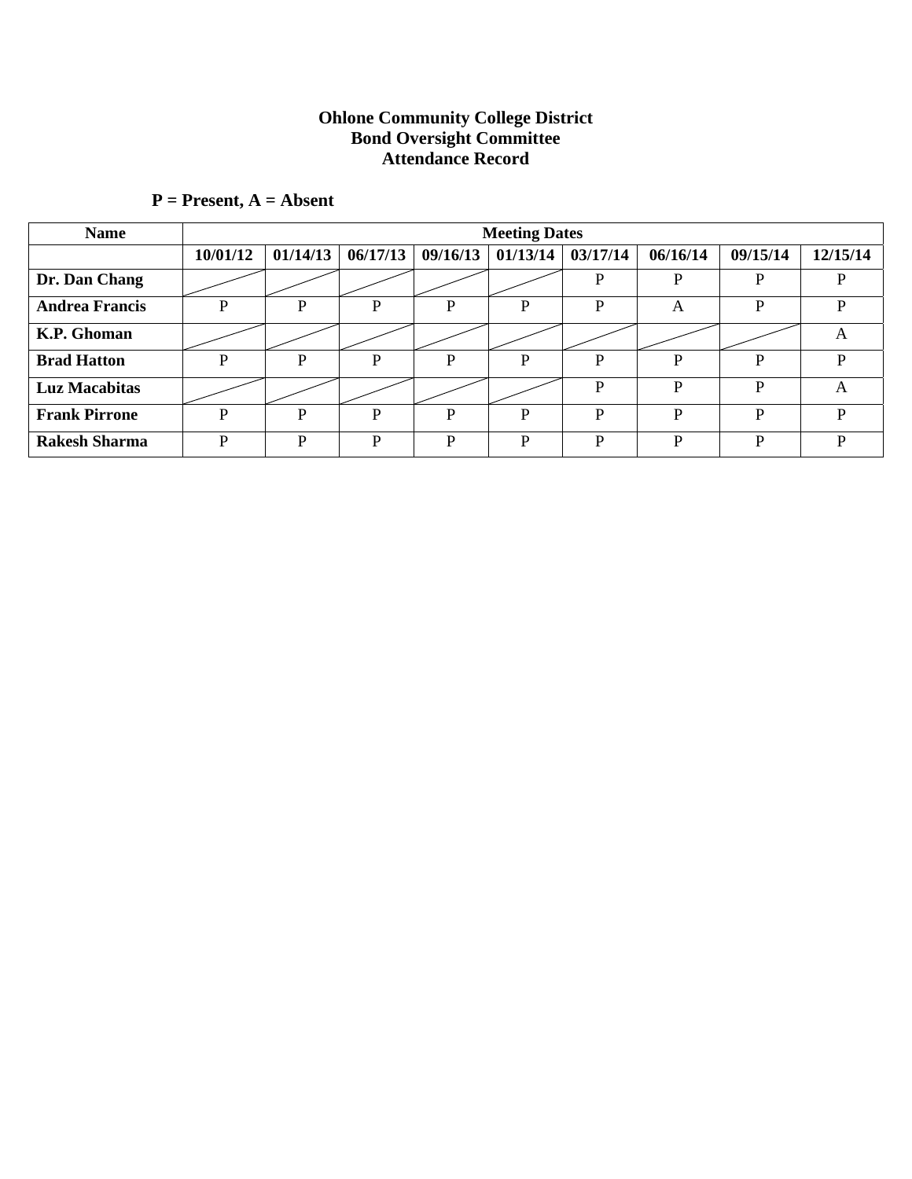**Ohlone Community College District**
**Bond Oversight Committee**
**Attendance Record**

**P = Present, A = Absent**

| Name | Meeting Dates | | | | | | | | |
|---|---|---|---|---|---|---|---|---|---|
| | 10/01/12 | 01/14/13 | 06/17/13 | 09/16/13 | 01/13/14 | 03/17/14 | 06/16/14 | 09/15/14 | 12/15/14 |
| **Dr. Dan Chang** | | | | | | P | P | P | P |
| **Andrea Francis** | P | P | P | P | P | P | A | P | P |
| **K.P. Ghoman** | | | | | | | | | A |
| **Brad Hatton** | P | P | P | P | P | P | P | P | P |
| **Luz Macabitas** | | | | | | P | P | P | A |
| **Frank Pirrone** | P | P | P | P | P | P | P | P | P |
| **Rakesh Sharma** | P | P | P | P | P | P | P | P | P |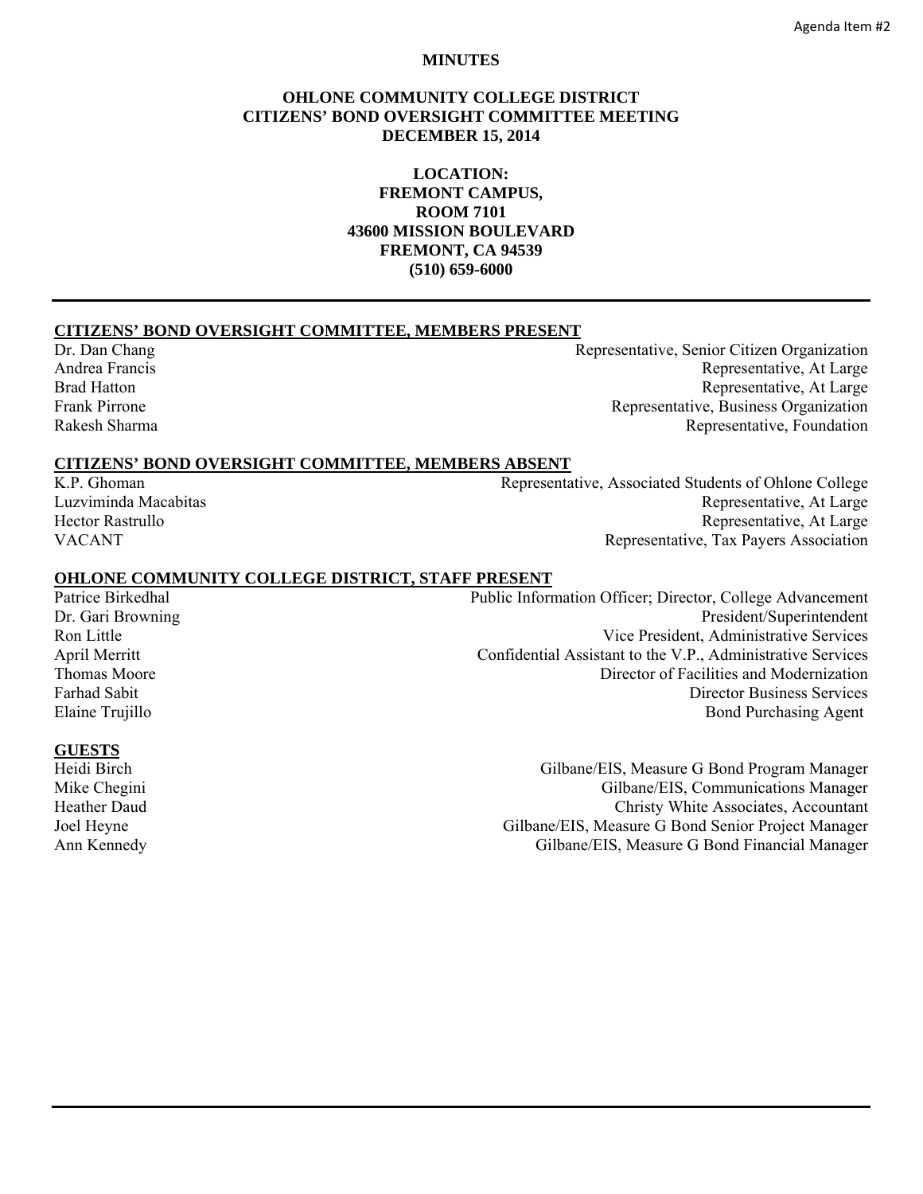Agenda Item #2

**MINUTES**

# OHLONE COMMUNITY COLLEGE DISTRICT CITIZENS' BOND OVERSIGHT COMMITTEE MEETING DECEMBER 15, 2014

**LOCATION:**
**FREMONT CAMPUS,**
**ROOM 7101**
**43600 MISSION BOULEVARD**
**FREMONT, CA 94539**
**(510) 659-6000**

---

## CITIZENS' BOND OVERSIGHT COMMITTEE, MEMBERS PRESENT

| | |
|---|---|
| Dr. Dan Chang | Representative, Senior Citizen Organization |
| Andrea Francis | Representative, At Large |
| Brad Hatton | Representative, At Large |
| Frank Pirrone | Representative, Business Organization |
| Rakesh Sharma | Representative, Foundation |

## CITIZENS' BOND OVERSIGHT COMMITTEE, MEMBERS ABSENT

| | |
|---|---|
| K.P. Ghoman | Representative, Associated Students of Ohlone College |
| Luzviminda Macabitas | Representative, At Large |
| Hector Rastrullo | Representative, At Large |
| VACANT | Representative, Tax Payers Association |

## OHLONE COMMUNITY COLLEGE DISTRICT, STAFF PRESENT

| | |
|---|---|
| Patrice Birkedhal | Public Information Officer; Director, College Advancement |
| Dr. Gari Browning | President/Superintendent |
| Ron Little | Vice President, Administrative Services |
| April Merritt | Confidential Assistant to the V.P., Administrative Services |
| Thomas Moore | Director of Facilities and Modernization |
| Farhad Sabit | Director Business Services |
| Elaine Trujillo | Bond Purchasing Agent |

## GUESTS

| | |
|---|---|
| Heidi Birch | Gilbane/EIS, Measure G Bond Program Manager |
| Mike Chegini | Gilbane/EIS, Communications Manager |
| Heather Daud | Christy White Associates, Accountant |
| Joel Heyne | Gilbane/EIS, Measure G Bond Senior Project Manager |
| Ann Kennedy | Gilbane/EIS, Measure G Bond Financial Manager |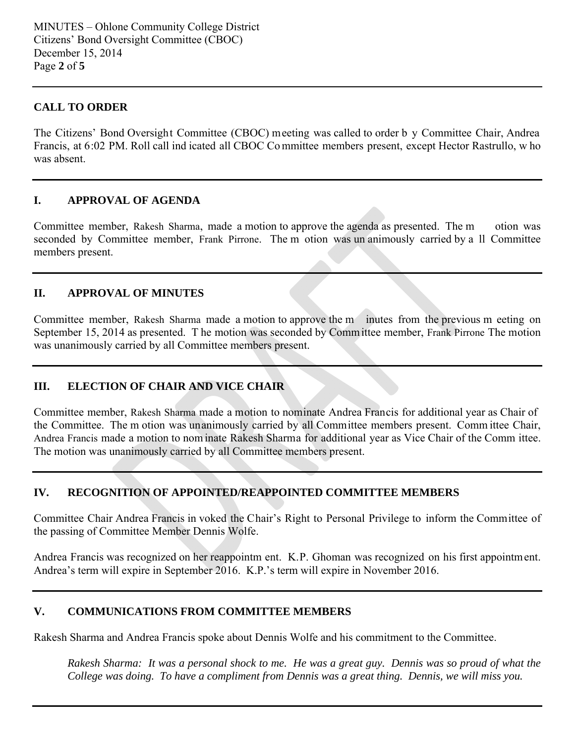## CALL TO ORDER

The Citizens' Bond Oversight Committee (CBOC) meeting was called to order by Committee Chair, Andrea Francis, at 6:02 PM. Roll call indicated all CBOC Committee members present, except Hector Rastrullo, who was absent.

## I. APPROVAL OF AGENDA

Committee member, Rakesh Sharma, made a motion to approve the agenda as presented. The motion was seconded by Committee member, Frank Pirrone. The motion was unanimously carried by all Committee members present.

## II. APPROVAL OF MINUTES

Committee member, Rakesh Sharma made a motion to approve the minutes from the previous meeting on September 15, 2014 as presented. The motion was seconded by Committee member, Frank Pirrone The motion was unanimously carried by all Committee members present.

## III. ELECTION OF CHAIR AND VICE CHAIR

Committee member, Rakesh Sharma made a motion to nominate Andrea Francis for additional year as Chair of the Committee. The motion was unanimously carried by all Committee members present. Committee Chair, Andrea Francis made a motion to nominate Rakesh Sharma for additional year as Vice Chair of the Committee. The motion was unanimously carried by all Committee members present.

## IV. RECOGNITION OF APPOINTED/REAPPOINTED COMMITTEE MEMBERS

Committee Chair Andrea Francis invoked the Chair's Right to Personal Privilege to inform the Committee of the passing of Committee Member Dennis Wolfe.

Andrea Francis was recognized on her reappointment. K.P. Ghoman was recognized on his first appointment. Andrea's term will expire in September 2016. K.P.'s term will expire in November 2016.

## V. COMMUNICATIONS FROM COMMITTEE MEMBERS

Rakesh Sharma and Andrea Francis spoke about Dennis Wolfe and his commitment to the Committee.

> *Rakesh Sharma: It was a personal shock to me. He was a great guy. Dennis was so proud of what the College was doing. To have a compliment from Dennis was a great thing. Dennis, we will miss you.*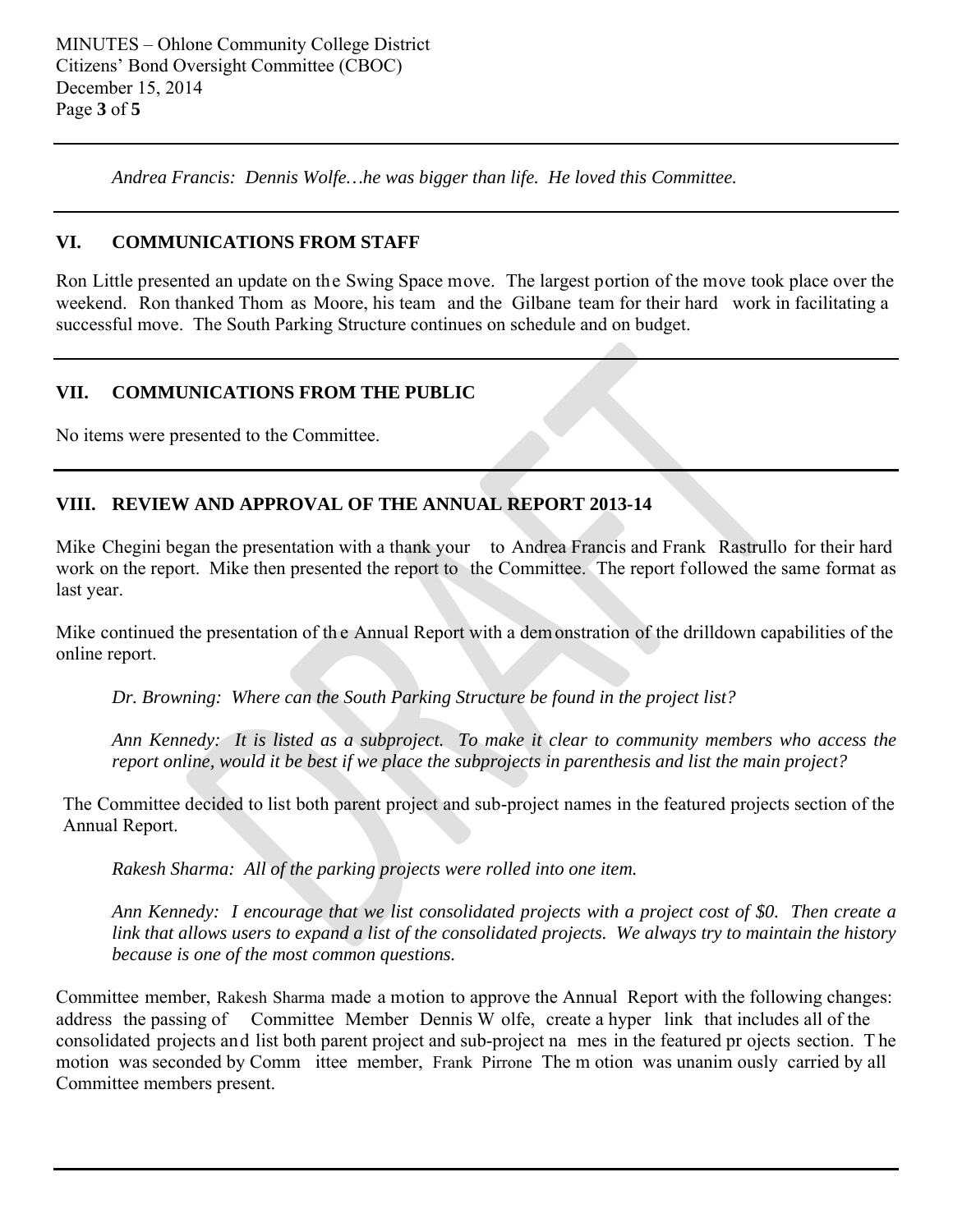*Andrea Francis: Dennis Wolfe…he was bigger than life. He loved this Committee.*

## VI. COMMUNICATIONS FROM STAFF

Ron Little presented an update on the Swing Space move. The largest portion of the move took place over the weekend. Ron thanked Thom as Moore, his team and the Gilbane team for their hard work in facilitating a successful move. The South Parking Structure continues on schedule and on budget.

## VII. COMMUNICATIONS FROM THE PUBLIC

No items were presented to the Committee.

## VIII. REVIEW AND APPROVAL OF THE ANNUAL REPORT 2013-14

Mike Chegini began the presentation with a thank your to Andrea Francis and Frank Rastrullo for their hard work on the report. Mike then presented the report to the Committee. The report followed the same format as last year.

Mike continued the presentation of the Annual Report with a demonstration of the drilldown capabilities of the online report.

*Dr. Browning: Where can the South Parking Structure be found in the project list?*

*Ann Kennedy: It is listed as a subproject. To make it clear to community members who access the report online, would it be best if we place the subprojects in parenthesis and list the main project?*

The Committee decided to list both parent project and sub-project names in the featured projects section of the Annual Report.

*Rakesh Sharma: All of the parking projects were rolled into one item.*

*Ann Kennedy: I encourage that we list consolidated projects with a project cost of $0. Then create a link that allows users to expand a list of the consolidated projects. We always try to maintain the history because is one of the most common questions.*

Committee member, Rakesh Sharma made a motion to approve the Annual Report with the following changes: address the passing of Committee Member Dennis Wolfe, create a hyper link that includes all of the consolidated projects and list both parent project and sub-project names in the featured projects section. The motion was seconded by Committee member, Frank Pirrone The motion was unanimously carried by all Committee members present.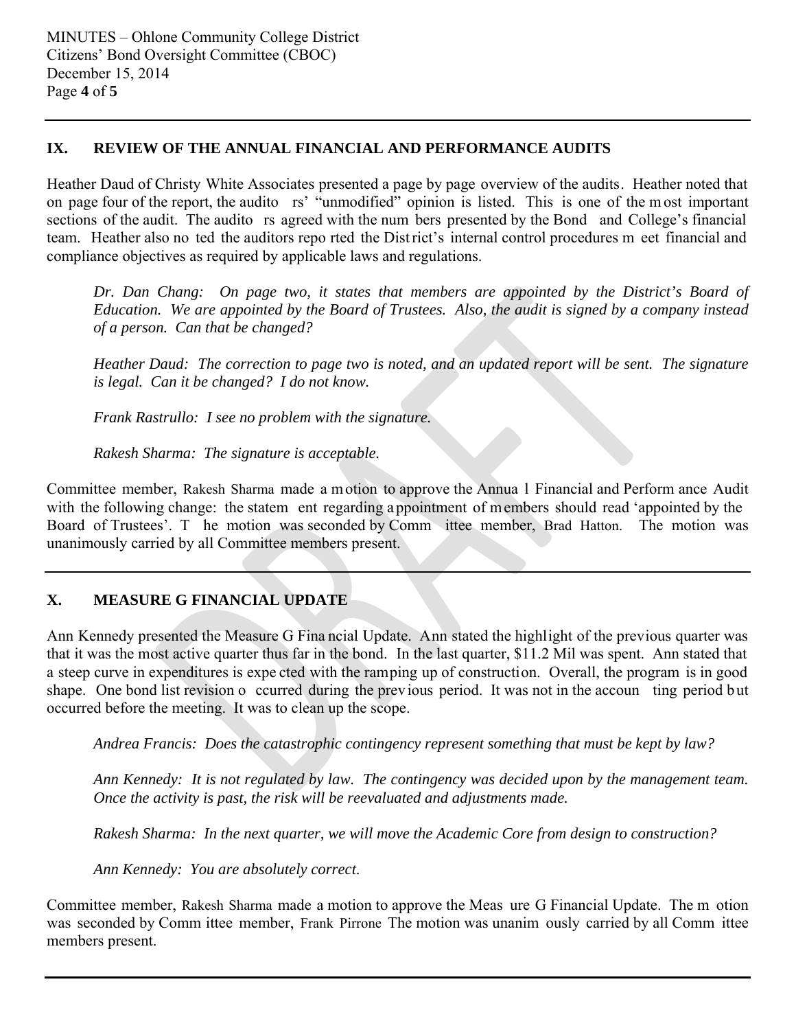## IX. REVIEW OF THE ANNUAL FINANCIAL AND PERFORMANCE AUDITS

Heather Daud of Christy White Associates presented a page by page overview of the audits. Heather noted that on page four of the report, the auditors' "unmodified" opinion is listed. This is one of the most important sections of the audit. The auditors agreed with the numbers presented by the Bond and College's financial team. Heather also noted the auditors reported the District's internal control procedures meet financial and compliance objectives as required by applicable laws and regulations.

> *Dr. Dan Chang: On page two, it states that members are appointed by the District's Board of Education. We are appointed by the Board of Trustees. Also, the audit is signed by a company instead of a person. Can that be changed?*
>
> *Heather Daud: The correction to page two is noted, and an updated report will be sent. The signature is legal. Can it be changed? I do not know.*
>
> *Frank Rastrullo: I see no problem with the signature.*
>
> *Rakesh Sharma: The signature is acceptable.*

Committee member, Rakesh Sharma made a motion to approve the Annual Financial and Performance Audit with the following change: the statement regarding appointment of members should read 'appointed by the Board of Trustees'. The motion was seconded by Committee member, Brad Hatton. The motion was unanimously carried by all Committee members present.

---

## X. MEASURE G FINANCIAL UPDATE

Ann Kennedy presented the Measure G Financial Update. Ann stated the highlight of the previous quarter was that it was the most active quarter thus far in the bond. In the last quarter, $11.2 Mil was spent. Ann stated that a steep curve in expenditures is expected with the ramping up of construction. Overall, the program is in good shape. One bond list revision occurred during the previous period. It was not in the accounting period but occurred before the meeting. It was to clean up the scope.

> *Andrea Francis: Does the catastrophic contingency represent something that must be kept by law?*
>
> *Ann Kennedy: It is not regulated by law. The contingency was decided upon by the management team. Once the activity is past, the risk will be reevaluated and adjustments made.*
>
> *Rakesh Sharma: In the next quarter, we will move the Academic Core from design to construction?*
>
> *Ann Kennedy: You are absolutely correct.*

Committee member, Rakesh Sharma made a motion to approve the Measure G Financial Update. The motion was seconded by Committee member, Frank Pirrone The motion was unanimously carried by all Committee members present.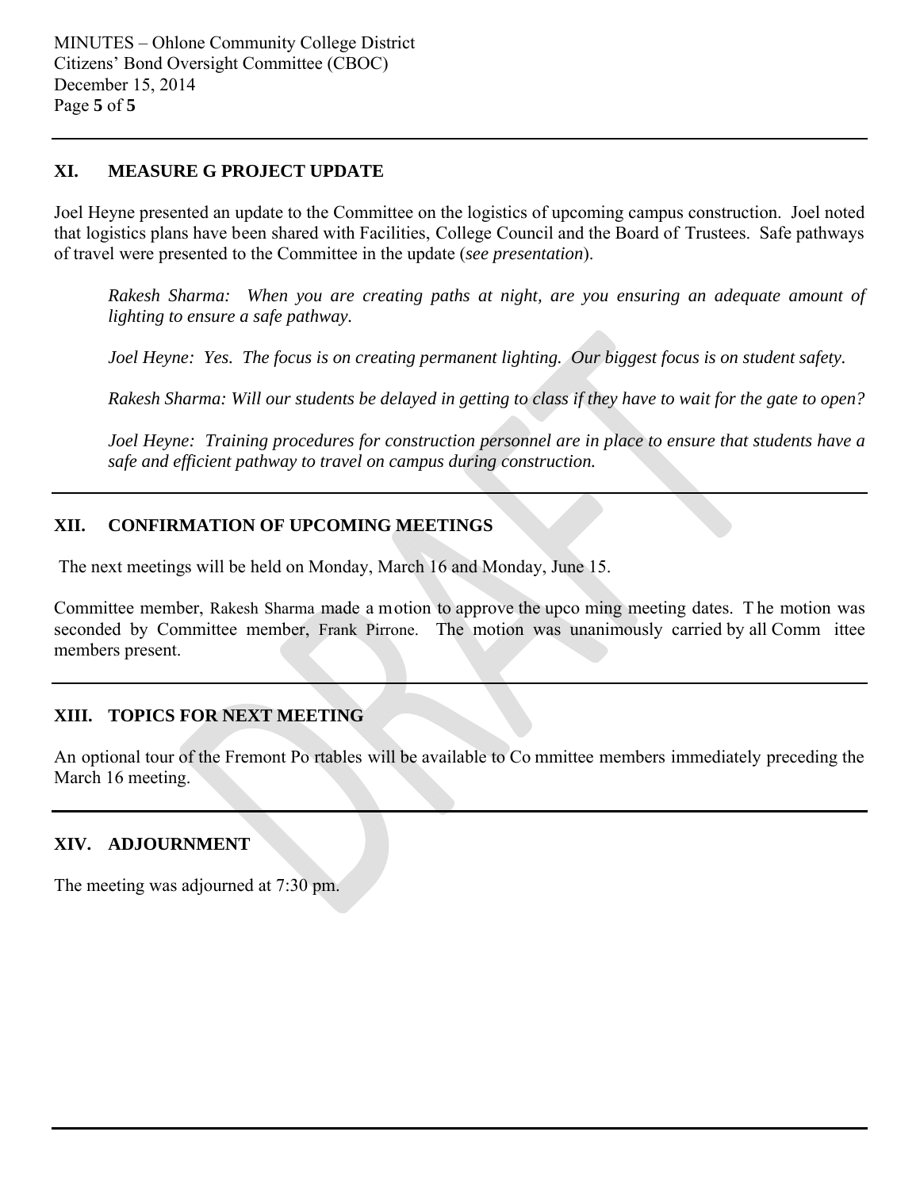## XI. MEASURE G PROJECT UPDATE

Joel Heyne presented an update to the Committee on the logistics of upcoming campus construction. Joel noted that logistics plans have been shared with Facilities, College Council and the Board of Trustees. Safe pathways of travel were presented to the Committee in the update (*see presentation*).

> *Rakesh Sharma: When you are creating paths at night, are you ensuring an adequate amount of lighting to ensure a safe pathway.*
>
> *Joel Heyne: Yes. The focus is on creating permanent lighting. Our biggest focus is on student safety.*
>
> *Rakesh Sharma: Will our students be delayed in getting to class if they have to wait for the gate to open?*
>
> *Joel Heyne: Training procedures for construction personnel are in place to ensure that students have a safe and efficient pathway to travel on campus during construction.*

## XII. CONFIRMATION OF UPCOMING MEETINGS

The next meetings will be held on Monday, March 16 and Monday, June 15.

Committee member, Rakesh Sharma made a motion to approve the upcoming meeting dates. The motion was seconded by Committee member, Frank Pirrone. The motion was unanimously carried by all Committee members present.

## XIII. TOPICS FOR NEXT MEETING

An optional tour of the Fremont Portables will be available to Committee members immediately preceding the March 16 meeting.

## XIV. ADJOURNMENT

The meeting was adjourned at 7:30 pm.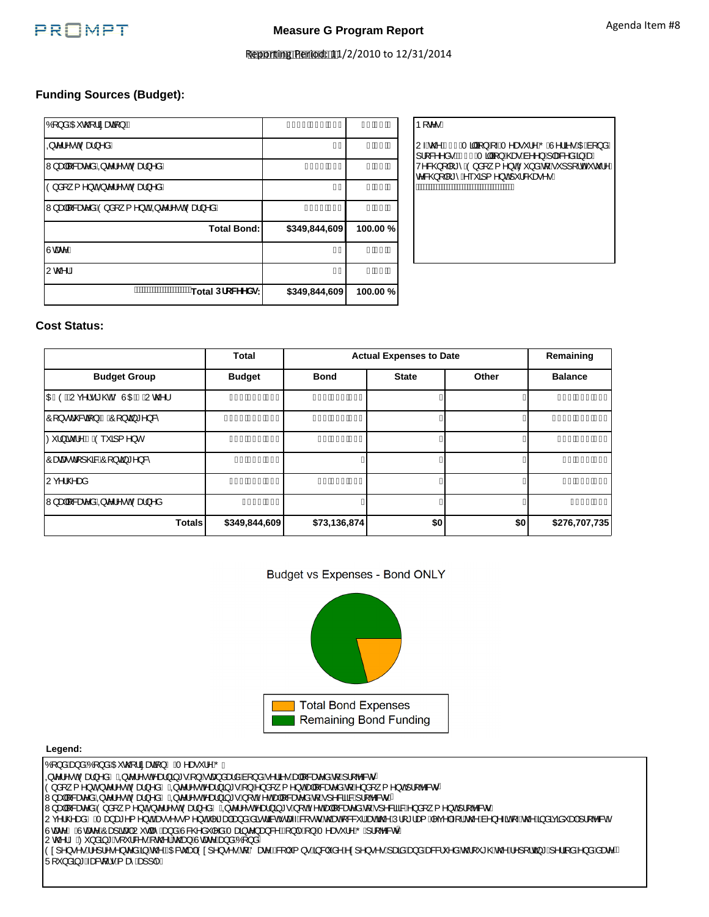Agenda Item #8

**PROMPT**

# Measure G Program Report

Reporting Period: 11/2/2010 to 12/31/2014

## Funding Sources (Budget):

| | | |
|---|---|---|
| Bond Authorization | | |
| Interest Earned | | |
| Unallocated Interest Earned | | |
| Endowment Interest Earned | | |
| Unallocated Endowment Interest Earned | | |
| **Total Bond:** | **$349,844,609** | **100.00 %** |
| State | | |
| Other | | |
| **Total Proceeds:** | **$349,844,609** | **100.00 %** |

**Notes**

Of the Million of Measure G Series A bond proceeds, Million has been placed in a Technology Endowment Fund to support future technology equipment purchases.

## Cost Status:

| | Total | Actual Expenses to Date | | | Remaining |
|---|---|---|---|---|---|
| **Budget Group** | **Budget** | **Bond** | **State** | **Other** | **Balance** |
| A/E, Oversight, SA, Other | | | | | |
| Construction, Contingency | | | | | |
| Furniture, Equipment | | | | | |
| Catastrophic Contingency | | | | | |
| Overhead | | | | | |
| Unallocated Interest Earned | | | | | |
| **Totals** | **$349,844,609** | **$73,136,874** | **$0** | **$0** | **$276,707,735** |

Budget vs Expenses - Bond ONLY

- Total Bond Expenses
- Remaining Bond Funding

**Legend:**

Bond and Bond Authorization - Measure G
Interest Earned - Interest earning on standard bond series allocated to projects.
Endowment Interest Earned - Interest earning on Endowment allocated to Endowment projects.
Unallocated Interest Earned - Interest earning on not yet allocated to specific projects.
Unallocated Endowment Interest Earned - Interest earning on not yet allocated to specific Endowment projects.
Overhead - Management assessment for all and district costs that occur throughout the Program develop for the benefit of the individual project.
State - State Capital Outlay and Scheduled Maintenance (non Measure G projects).
Other - Funding sources other than State and Bond.
Expenses represent in the Actual Expenses to Date column include expenses paid and accrued through the reporting period ending date.
Rounding factors may apply.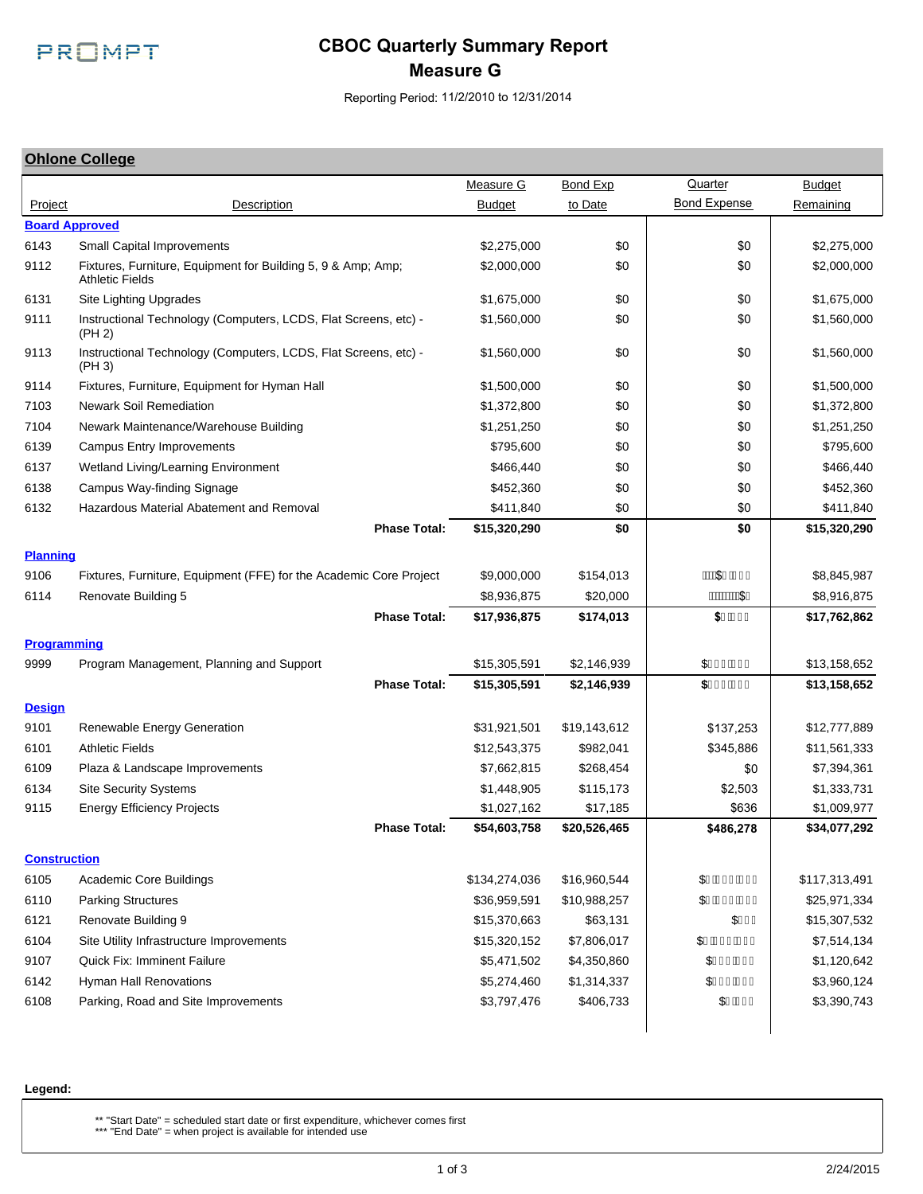# CBOC Quarterly Summary Report
## Measure G

Reporting Period: 11/2/2010 to 12/31/2014

## Ohlone College

| Project | Description | Measure G Budget | Bond Exp to Date | Quarter Bond Expense | Budget Remaining |
|---|---|---|---|---|---|
| **Board Approved** | | | | | |
| 6143 | Small Capital Improvements | $2,275,000 | $0 | $0 | $2,275,000 |
| 9112 | Fixtures, Furniture, Equipment for Building 5, 9 & Amp; Amp; Athletic Fields | $2,000,000 | $0 | $0 | $2,000,000 |
| 6131 | Site Lighting Upgrades | $1,675,000 | $0 | $0 | $1,675,000 |
| 9111 | Instructional Technology (Computers, LCDS, Flat Screens, etc) - (PH 2) | $1,560,000 | $0 | $0 | $1,560,000 |
| 9113 | Instructional Technology (Computers, LCDS, Flat Screens, etc) - (PH 3) | $1,560,000 | $0 | $0 | $1,560,000 |
| 9114 | Fixtures, Furniture, Equipment for Hyman Hall | $1,500,000 | $0 | $0 | $1,500,000 |
| 7103 | Newark Soil Remediation | $1,372,800 | $0 | $0 | $1,372,800 |
| 7104 | Newark Maintenance/Warehouse Building | $1,251,250 | $0 | $0 | $1,251,250 |
| 6139 | Campus Entry Improvements | $795,600 | $0 | $0 | $795,600 |
| 6137 | Wetland Living/Learning Environment | $466,440 | $0 | $0 | $466,440 |
| 6138 | Campus Way-finding Signage | $452,360 | $0 | $0 | $452,360 |
| 6132 | Hazardous Material Abatement and Removal | $411,840 | $0 | $0 | $411,840 |
| | **Phase Total:** | **$15,320,290** | **$0** | **$0** | **$15,320,290** |
| **Planning** | | | | | |
| 9106 | Fixtures, Furniture, Equipment (FFE) for the Academic Core Project | $9,000,000 | $154,013 | $ | $8,845,987 |
| 6114 | Renovate Building 5 | $8,936,875 | $20,000 | $ | $8,916,875 |
| | **Phase Total:** | **$17,936,875** | **$174,013** | **$** | **$17,762,862** |
| **Programming** | | | | | |
| 9999 | Program Management, Planning and Support | $15,305,591 | $2,146,939 | $ | $13,158,652 |
| | **Phase Total:** | **$15,305,591** | **$2,146,939** | **$** | **$13,158,652** |
| **Design** | | | | | |
| 9101 | Renewable Energy Generation | $31,921,501 | $19,143,612 | $137,253 | $12,777,889 |
| 6101 | Athletic Fields | $12,543,375 | $982,041 | $345,886 | $11,561,333 |
| 6109 | Plaza & Landscape Improvements | $7,662,815 | $268,454 | $0 | $7,394,361 |
| 6134 | Site Security Systems | $1,448,905 | $115,173 | $2,503 | $1,333,731 |
| 9115 | Energy Efficiency Projects | $1,027,162 | $17,185 | $636 | $1,009,977 |
| | **Phase Total:** | **$54,603,758** | **$20,526,465** | **$486,278** | **$34,077,292** |
| **Construction** | | | | | |
| 6105 | Academic Core Buildings | $134,274,036 | $16,960,544 | $ | $117,313,491 |
| 6110 | Parking Structures | $36,959,591 | $10,988,257 | $ | $25,971,334 |
| 6121 | Renovate Building 9 | $15,370,663 | $63,131 | $ | $15,307,532 |
| 6104 | Site Utility Infrastructure Improvements | $15,320,152 | $7,806,017 | $ | $7,514,134 |
| 9107 | Quick Fix: Imminent Failure | $5,471,502 | $4,350,860 | $ | $1,120,642 |
| 6142 | Hyman Hall Renovations | $5,274,460 | $1,314,337 | $ | $3,960,124 |
| 6108 | Parking, Road and Site Improvements | $3,797,476 | $406,733 | $ | $3,390,743 |

**Legend:**

** "Start Date" = scheduled start date or first expenditure, whichever comes first
*** "End Date" = when project is available for intended use

2/24/2015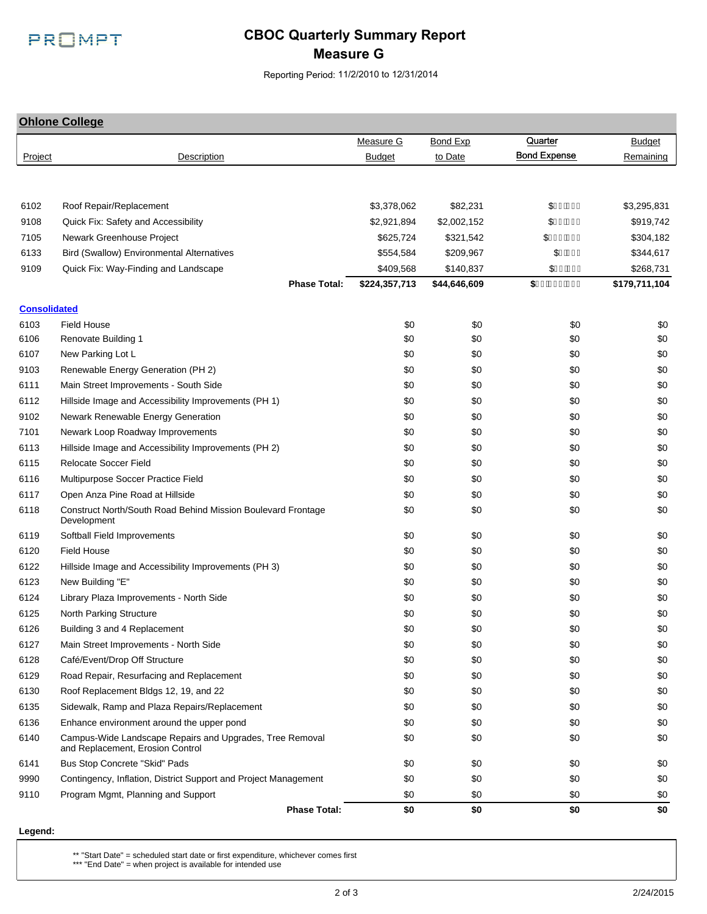# CBOC Quarterly Summary Report
## Measure G

Reporting Period: 11/2/2010 to 12/31/2014

### Ohlone College

| Project | Description | Measure G Budget | Bond Exp to Date | Quarter Bond Expense | Budget Remaining |
|---|---|---|---|---|---|
| 6102 | Roof Repair/Replacement | $3,378,062 | $82,231 | $ | $3,295,831 |
| 9108 | Quick Fix: Safety and Accessibility | $2,921,894 | $2,002,152 | $ | $919,742 |
| 7105 | Newark Greenhouse Project | $625,724 | $321,542 | $ | $304,182 |
| 6133 | Bird (Swallow) Environmental Alternatives | $554,584 | $209,967 | $ | $344,617 |
| 9109 | Quick Fix: Way-Finding and Landscape | $409,568 | $140,837 | $ | $268,731 |
| | **Phase Total:** | **$224,357,713** | **$44,646,609** | **$** | **$179,711,104** |

**Consolidated**

| Project | Description | Measure G Budget | Bond Exp to Date | Quarter Bond Expense | Budget Remaining |
|---|---|---|---|---|---|
| 6103 | Field House | $0 | $0 | $0 | $0 |
| 6106 | Renovate Building 1 | $0 | $0 | $0 | $0 |
| 6107 | New Parking Lot L | $0 | $0 | $0 | $0 |
| 9103 | Renewable Energy Generation (PH 2) | $0 | $0 | $0 | $0 |
| 6111 | Main Street Improvements - South Side | $0 | $0 | $0 | $0 |
| 6112 | Hillside Image and Accessibility Improvements (PH 1) | $0 | $0 | $0 | $0 |
| 9102 | Newark Renewable Energy Generation | $0 | $0 | $0 | $0 |
| 7101 | Newark Loop Roadway Improvements | $0 | $0 | $0 | $0 |
| 6113 | Hillside Image and Accessibility Improvements (PH 2) | $0 | $0 | $0 | $0 |
| 6115 | Relocate Soccer Field | $0 | $0 | $0 | $0 |
| 6116 | Multipurpose Soccer Practice Field | $0 | $0 | $0 | $0 |
| 6117 | Open Anza Pine Road at Hillside | $0 | $0 | $0 | $0 |
| 6118 | Construct North/South Road Behind Mission Boulevard Frontage Development | $0 | $0 | $0 | $0 |
| 6119 | Softball Field Improvements | $0 | $0 | $0 | $0 |
| 6120 | Field House | $0 | $0 | $0 | $0 |
| 6122 | Hillside Image and Accessibility Improvements (PH 3) | $0 | $0 | $0 | $0 |
| 6123 | New Building "E" | $0 | $0 | $0 | $0 |
| 6124 | Library Plaza Improvements - North Side | $0 | $0 | $0 | $0 |
| 6125 | North Parking Structure | $0 | $0 | $0 | $0 |
| 6126 | Building 3 and 4 Replacement | $0 | $0 | $0 | $0 |
| 6127 | Main Street Improvements - North Side | $0 | $0 | $0 | $0 |
| 6128 | Café/Event/Drop Off Structure | $0 | $0 | $0 | $0 |
| 6129 | Road Repair, Resurfacing and Replacement | $0 | $0 | $0 | $0 |
| 6130 | Roof Replacement Bldgs 12, 19, and 22 | $0 | $0 | $0 | $0 |
| 6135 | Sidewalk, Ramp and Plaza Repairs/Replacement | $0 | $0 | $0 | $0 |
| 6136 | Enhance environment around the upper pond | $0 | $0 | $0 | $0 |
| 6140 | Campus-Wide Landscape Repairs and Upgrades, Tree Removal and Replacement, Erosion Control | $0 | $0 | $0 | $0 |
| 6141 | Bus Stop Concrete "Skid" Pads | $0 | $0 | $0 | $0 |
| 9990 | Contingency, Inflation, District Support and Project Management | $0 | $0 | $0 | $0 |
| 9110 | Program Mgmt, Planning and Support | $0 | $0 | $0 | $0 |
| | **Phase Total:** | **$0** | **$0** | **$0** | **$0** |

**Legend:**

** "Start Date" = scheduled start date or first expenditure, whichever comes first
*** "End Date" = when project is available for intended use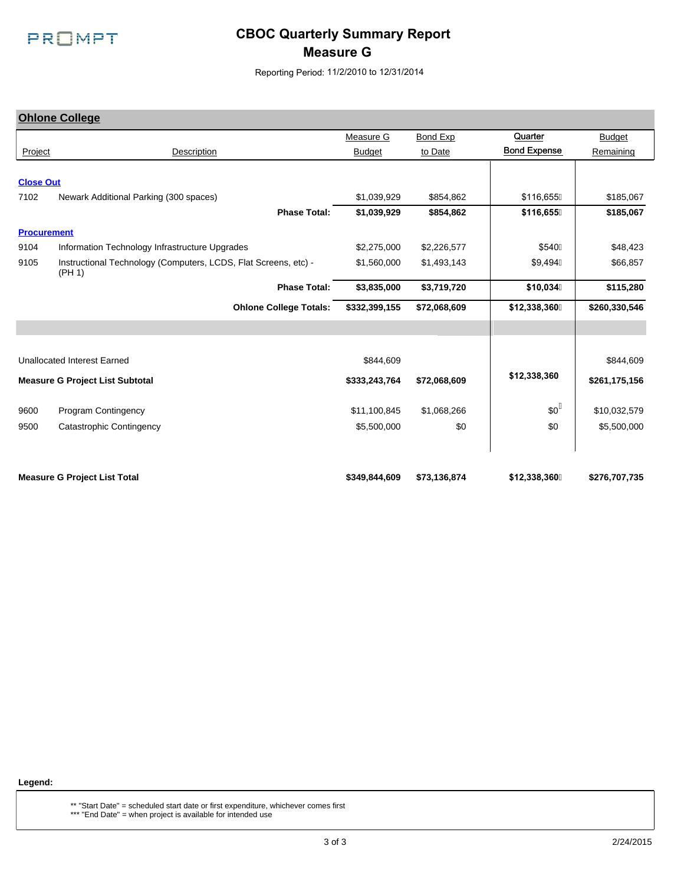# CBOC Quarterly Summary Report
## Measure G

Reporting Period: 11/2/2010 to 12/31/2014

## Ohlone College

| Project | Description | Measure G Budget | Bond Exp to Date | Quarter Bond Expense | Budget Remaining |
|---|---|---|---|---|---|
| **Close Out** | | | | | |
| 7102 | Newark Additional Parking (300 spaces) | $1,039,929 | $854,862 | $116,655 | $185,067 |
| | **Phase Total:** | **$1,039,929** | **$854,862** | **$116,655** | **$185,067** |
| **Procurement** | | | | | |
| 9104 | Information Technology Infrastructure Upgrades | $2,275,000 | $2,226,577 | $540 | $48,423 |
| 9105 | Instructional Technology (Computers, LCDS, Flat Screens, etc) - (PH 1) | $1,560,000 | $1,493,143 | $9,494 | $66,857 |
| | **Phase Total:** | **$3,835,000** | **$3,719,720** | **$10,034** | **$115,280** |
| | **Ohlone College Totals:** | **$332,399,155** | **$72,068,609** | **$12,338,360** | **$260,330,546** |

| Project | Description | Measure G Budget | Bond Exp to Date | Quarter Bond Expense | Budget Remaining |
|---|---|---|---|---|---|
| Unallocated Interest Earned | | $844,609 | | | $844,609 |
| **Measure G Project List Subtotal** | | **$333,243,764** | **$72,068,609** | **$12,338,360** | **$261,175,156** |
| 9600 | Program Contingency | $11,100,845 | $1,068,266 | $0 | $10,032,579 |
| 9500 | Catastrophic Contingency | $5,500,000 | $0 | $0 | $5,500,000 |
| **Measure G Project List Total** | | **$349,844,609** | **$73,136,874** | **$12,338,360** | **$276,707,735** |

**Legend:**

** "Start Date" = scheduled start date or first expenditure, whichever comes first
*** "End Date" = when project is available for intended use

2/24/2015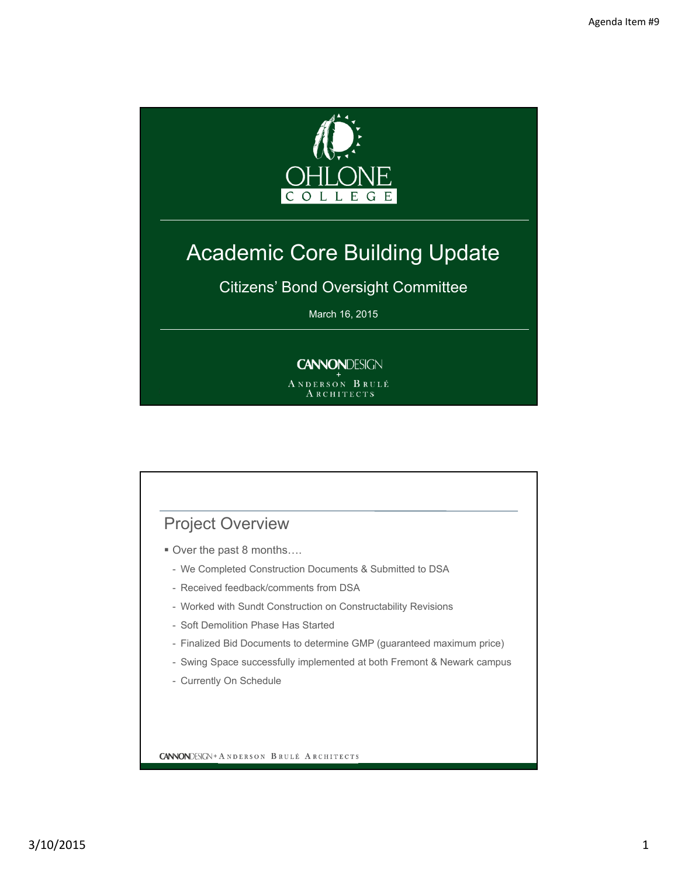Agenda Item #9

# Academic Core Building Update

## Citizens' Bond Oversight Committee

March 16, 2015

CANNONDESIGN + ANDERSON BRULÉ ARCHITECTS

## Project Overview

- Over the past 8 months….
  - We Completed Construction Documents & Submitted to DSA
  - Received feedback/comments from DSA
  - Worked with Sundt Construction on Constructability Revisions
  - Soft Demolition Phase Has Started
  - Finalized Bid Documents to determine GMP (guaranteed maximum price)
  - Swing Space successfully implemented at both Fremont & Newark campus
  - Currently On Schedule

CANNONDESIGN + ANDERSON BRULÉ ARCHITECTS

3/10/2015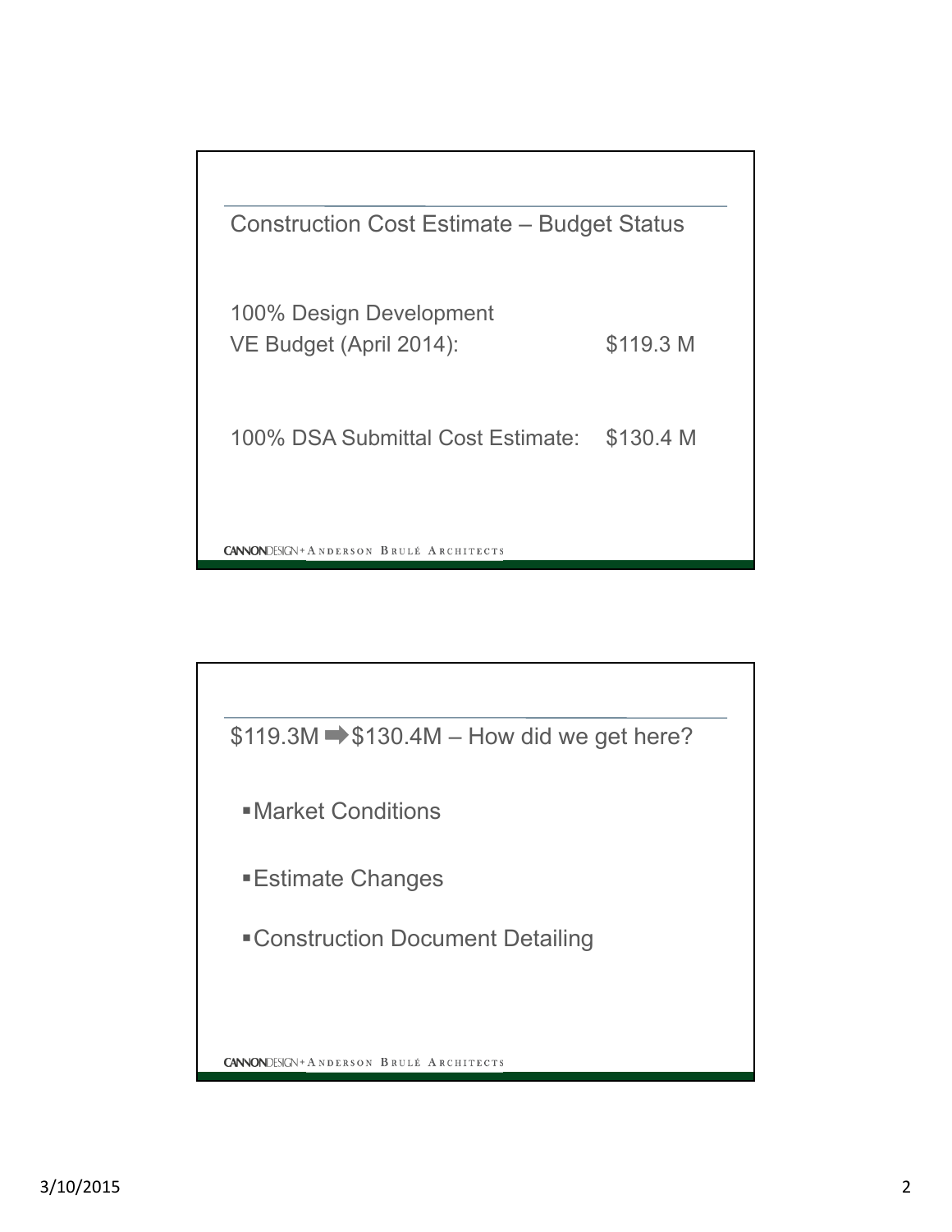## Construction Cost Estimate – Budget Status

100% Design Development
VE Budget (April 2014): $119.3 M

100% DSA Submittal Cost Estimate: $130.4 M

CANNONDESIGN + ANDERSON BRULÉ ARCHITECTS

## $119.3M ➡ $130.4M – How did we get here?

- Market Conditions
- Estimate Changes
- Construction Document Detailing

CANNONDESIGN + ANDERSON BRULÉ ARCHITECTS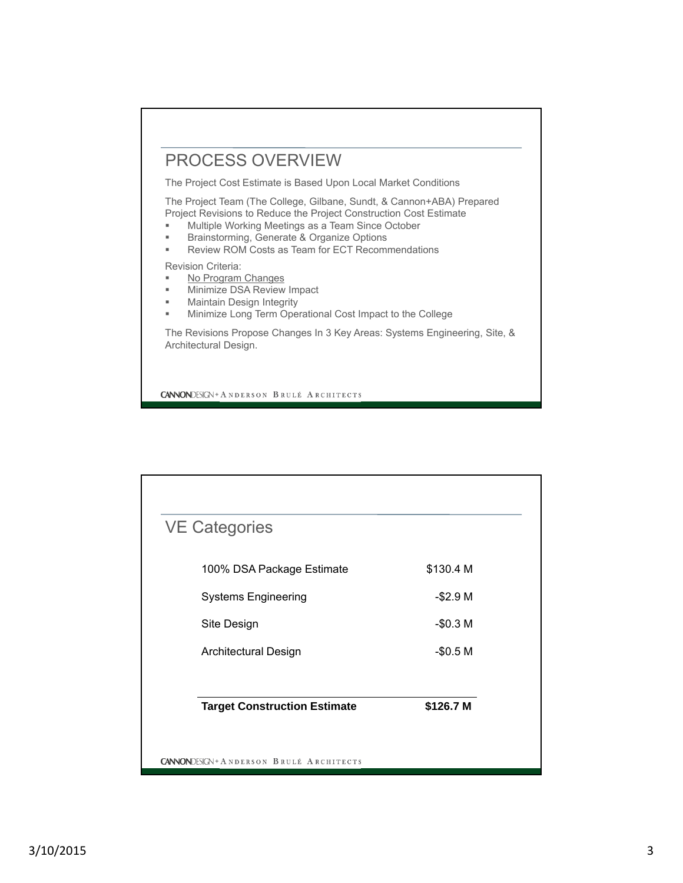## PROCESS OVERVIEW

The Project Cost Estimate is Based Upon Local Market Conditions

The Project Team (The College, Gilbane, Sundt, & Cannon+ABA) Prepared Project Revisions to Reduce the Project Construction Cost Estimate

- Multiple Working Meetings as a Team Since October
- Brainstorming, Generate & Organize Options
- Review ROM Costs as Team for ECT Recommendations

Revision Criteria:

- No Program Changes
- Minimize DSA Review Impact
- Maintain Design Integrity
- Minimize Long Term Operational Cost Impact to the College

The Revisions Propose Changes In 3 Key Areas: Systems Engineering, Site, & Architectural Design.

CANNONDESIGN + ANDERSON BRULÉ ARCHITECTS

## VE Categories

| | |
|---|---|
| 100% DSA Package Estimate | $130.4 M |
| Systems Engineering | -$2.9 M |
| Site Design | -$0.3 M |
| Architectural Design | -$0.5 M |
| **Target Construction Estimate** | **$126.7 M** |

CANNONDESIGN + ANDERSON BRULÉ ARCHITECTS

3/10/2015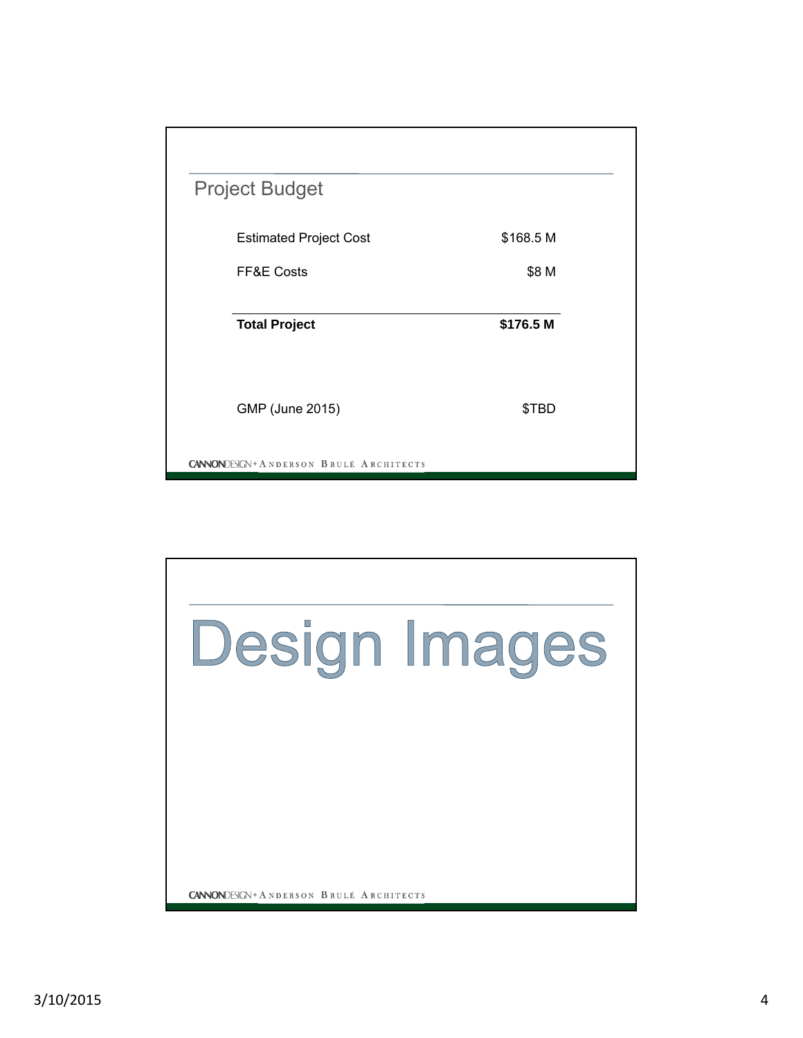## Project Budget

| | |
|---|---|
| Estimated Project Cost | $168.5 M |
| FF&E Costs | $8 M |
| **Total Project** | **$176.5 M** |
| GMP (June 2015) | $TBD |

CANNONDESIGN + ANDERSON BRULÉ ARCHITECTS

# Design Images

CANNONDESIGN + ANDERSON BRULÉ ARCHITECTS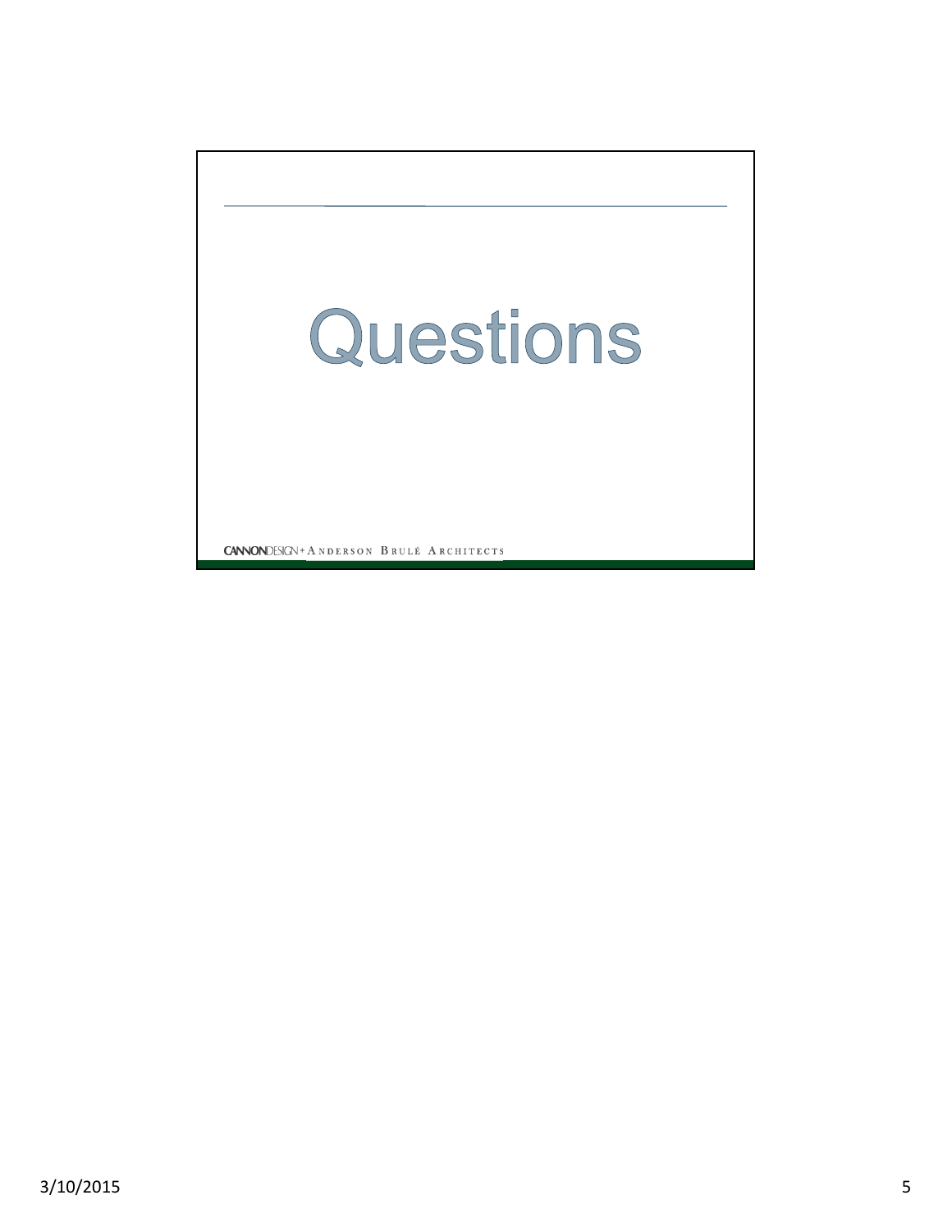# Questions

CANNONDESIGN + ANDERSON BRULÉ ARCHITECTS